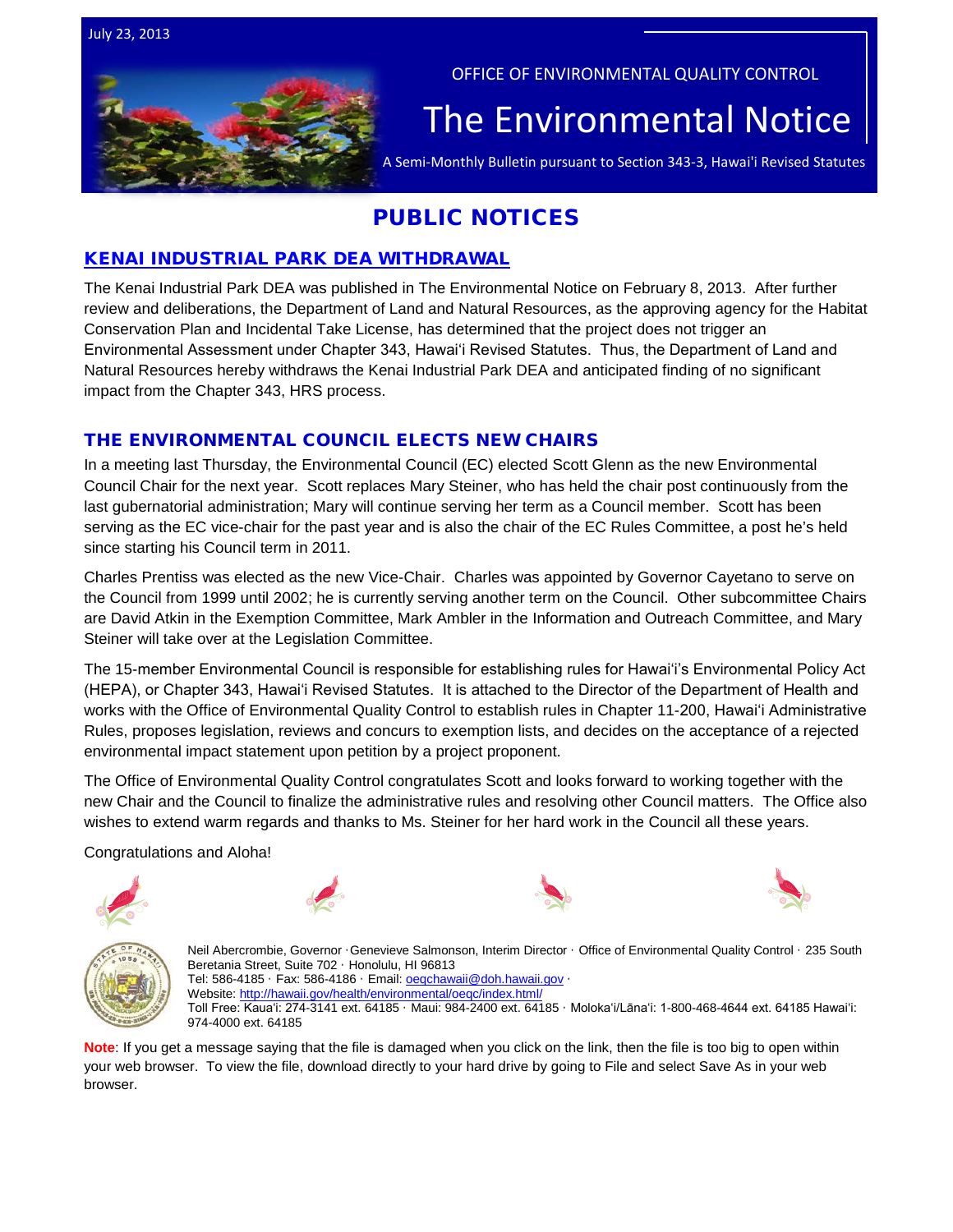July 23, 2013

OFFICE OF ENVIRONMENTAL QUALITY CONTROL

# The Environmental Notice

A Semi-Monthly Bulletin pursuant to Section 343-3, Hawai'i Revised Statutes

## PUBLIC NOTICES

### KENAI INDUSTRIAL PARK DEA WITHDRAWAL

The Kenai Industrial Park DEA was published in The Environmental Notice on February 8, 2013. After further review and deliberations, the Department of Land and Natural Resources, as the approving agency for the Habitat Conservation Plan and Incidental Take License, has determined that the project does not trigger an Environmental Assessment under Chapter 343, Hawaiʻi Revised Statutes. Thus, the Department of Land and Natural Resources hereby withdraws the Kenai Industrial Park DEA and anticipated finding of no significant impact from the Chapter 343, HRS process.

### THE ENVIRONMENTAL COUNCIL ELECTS NEW CHAIRS

In a meeting last Thursday, the Environmental Council (EC) elected Scott Glenn as the new Environmental Council Chair for the next year. Scott replaces Mary Steiner, who has held the chair post continuously from the last gubernatorial administration; Mary will continue serving her term as a Council member. Scott has been serving as the EC vice-chair for the past year and is also the chair of the EC Rules Committee, a post he's held since starting his Council term in 2011.

Charles Prentiss was elected as the new Vice-Chair. Charles was appointed by Governor Cayetano to serve on the Council from 1999 until 2002; he is currently serving another term on the Council. Other subcommittee Chairs are David Atkin in the Exemption Committee, Mark Ambler in the Information and Outreach Committee, and Mary Steiner will take over at the Legislation Committee.

The 15-member Environmental Council is responsible for establishing rules for Hawaiʻi's Environmental Policy Act (HEPA), or Chapter 343, Hawaiʻi Revised Statutes. It is attached to the Director of the Department of Health and works with the Office of Environmental Quality Control to establish rules in Chapter 11-200, Hawaiʻi Administrative Rules, proposes legislation, reviews and concurs to exemption lists, and decides on the acceptance of a rejected environmental impact statement upon petition by a project proponent.

The Office of Environmental Quality Control congratulates Scott and looks forward to working together with the new Chair and the Council to finalize the administrative rules and resolving other Council matters. The Office also wishes to extend warm regards and thanks to Ms. Steiner for her hard work in the Council all these years.

Congratulations and Aloha!

Neil Abercrombie, Governor · Genevieve Salmonson, Interim Director · Office of Environmental Quality Control · 235 South Beretania Street, Suite 702 · Honolulu, HI 96813
Tel: 586-4185 · Fax: 586-4186 · Email: oeqchawaii@doh.hawaii.gov ·
Website: http://hawaii.gov/health/environmental/oeqc/index.html/
Toll Free: Kauaʻi: 274-3141 ext. 64185 · Maui: 984-2400 ext. 64185 · Molokaʻi/Lānaʻi: 1-800-468-4644 ext. 64185 Hawaiʻi: 974-4000 ext. 64185

**Note**: If you get a message saying that the file is damaged when you click on the link, then the file is too big to open within your web browser. To view the file, download directly to your hard drive by going to File and select Save As in your web browser.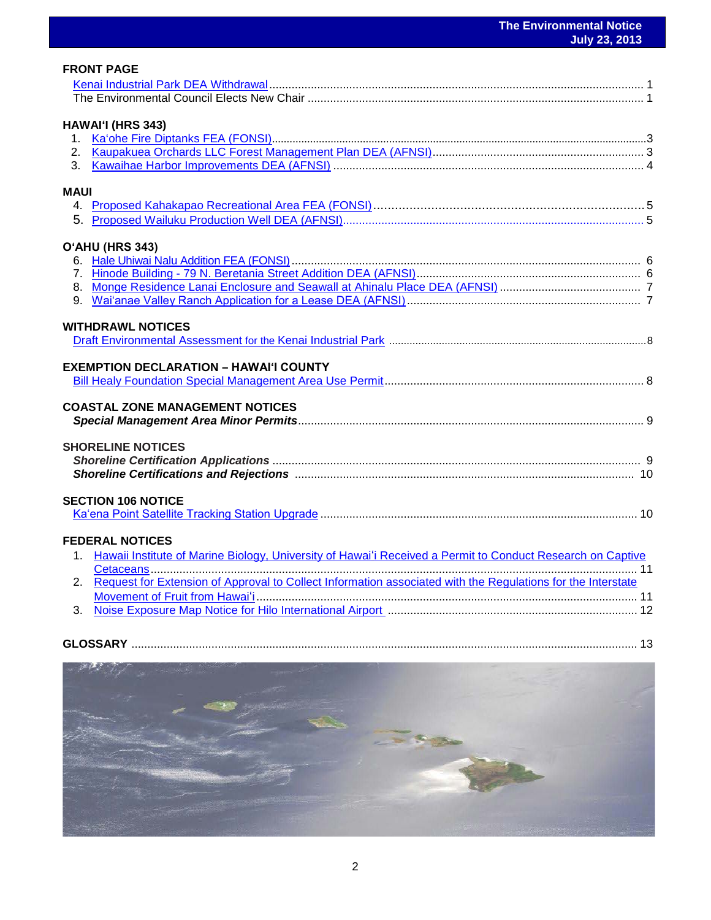## FRONT PAGE

Kenai Industrial Park DEA Withdrawal .......... 1
The Environmental Council Elects New Chair .......... 1

## HAWAIʻI (HRS 343)

1. Kaʻohe Fire Diptanks FEA (FONSI) .......... 3
2. Kaupakuea Orchards LLC Forest Management Plan DEA (AFNSI) .......... 3
3. Kawaihae Harbor Improvements DEA (AFNSI) .......... 4

## MAUI

4. Proposed Kahakapao Recreational Area FEA (FONSI) .......... 5
5. Proposed Wailuku Production Well DEA (AFNSI) .......... 5

## OʻAHU (HRS 343)

6. Hale Uhiwai Nalu Addition FEA (FONSI) .......... 6
7. Hinode Building - 79 N. Beretania Street Addition DEA (AFNSI) .......... 6
8. Monge Residence Lanai Enclosure and Seawall at Ahinalu Place DEA (AFNSI) .......... 7
9. Waiʻanae Valley Ranch Application for a Lease DEA (AFNSI) .......... 7

## WITHDRAWL NOTICES

Draft Environmental Assessment for the Kenai Industrial Park .......... 8

## EXEMPTION DECLARATION – HAWAIʻI COUNTY

Bill Healy Foundation Special Management Area Use Permit .......... 8

## COASTAL ZONE MANAGEMENT NOTICES

***Special Management Area Minor Permits*** .......... 9

## SHORELINE NOTICES

***Shoreline Certification Applications*** .......... 9
***Shoreline Certifications and Rejections*** .......... 10

## SECTION 106 NOTICE

Kaʻena Point Satellite Tracking Station Upgrade .......... 10

## FEDERAL NOTICES

1. Hawaii Institute of Marine Biology, University of Hawaiʻi Received a Permit to Conduct Research on Captive Cetaceans .......... 11
2. Request for Extension of Approval to Collect Information associated with the Regulations for the Interstate Movement of Fruit from Hawaiʻi .......... 11
3. Noise Exposure Map Notice for Hilo International Airport .......... 12

## GLOSSARY .......... 13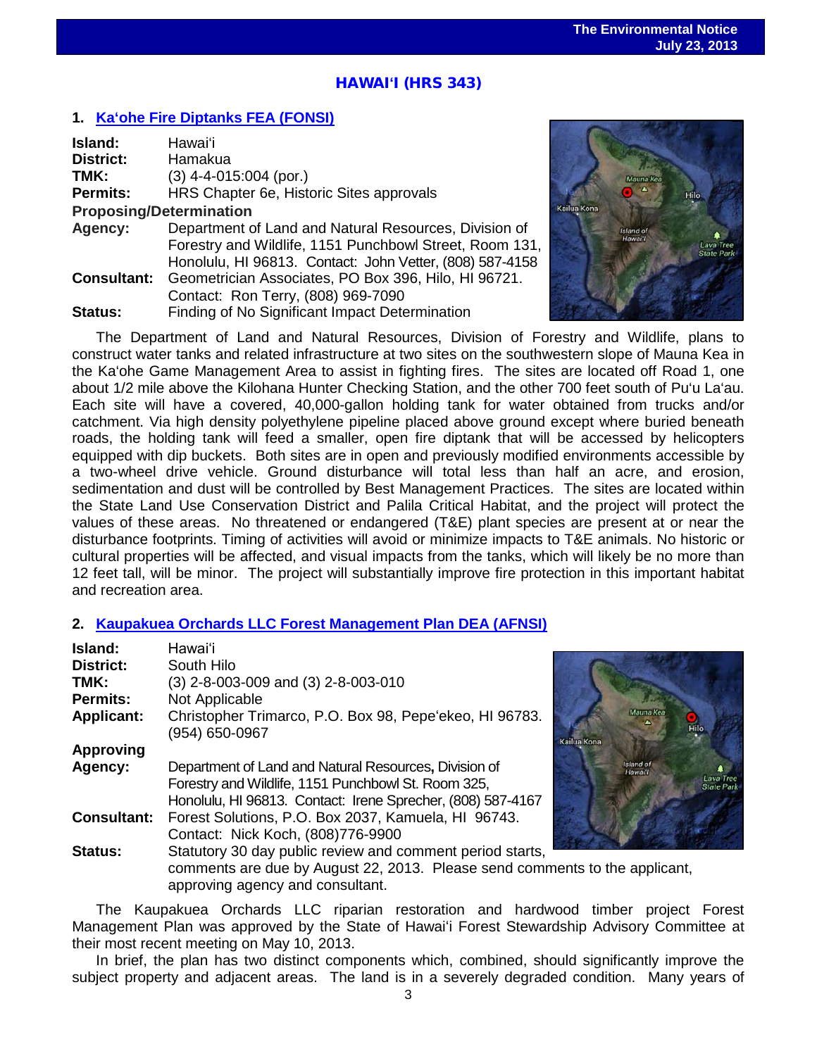## HAWAIʻI (HRS 343)

### 1. Kaʻohe Fire Diptanks FEA (FONSI)

**Island:** Hawaiʻi
**District:** Hamakua
**TMK:** (3) 4-4-015:004 (por.)
**Permits:** HRS Chapter 6e, Historic Sites approvals
**Proposing/Determination**
**Agency:** Department of Land and Natural Resources, Division of Forestry and Wildlife, 1151 Punchbowl Street, Room 131, Honolulu, HI 96813. Contact: John Vetter, (808) 587-4158
**Consultant:** Geometrician Associates, PO Box 396, Hilo, HI 96721. Contact: Ron Terry, (808) 969-7090
**Status:** Finding of No Significant Impact Determination

The Department of Land and Natural Resources, Division of Forestry and Wildlife, plans to construct water tanks and related infrastructure at two sites on the southwestern slope of Mauna Kea in the Kaʻohe Game Management Area to assist in fighting fires. The sites are located off Road 1, one about 1/2 mile above the Kilohana Hunter Checking Station, and the other 700 feet south of Puʻu Laʻau. Each site will have a covered, 40,000-gallon holding tank for water obtained from trucks and/or catchment. Via high density polyethylene pipeline placed above ground except where buried beneath roads, the holding tank will feed a smaller, open fire diptank that will be accessed by helicopters equipped with dip buckets. Both sites are in open and previously modified environments accessible by a two-wheel drive vehicle. Ground disturbance will total less than half an acre, and erosion, sedimentation and dust will be controlled by Best Management Practices. The sites are located within the State Land Use Conservation District and Palila Critical Habitat, and the project will protect the values of these areas. No threatened or endangered (T&E) plant species are present at or near the disturbance footprints. Timing of activities will avoid or minimize impacts to T&E animals. No historic or cultural properties will be affected, and visual impacts from the tanks, which will likely be no more than 12 feet tall, will be minor. The project will substantially improve fire protection in this important habitat and recreation area.

### 2. Kaupakuea Orchards LLC Forest Management Plan DEA (AFNSI)

**Island:** Hawaiʻi
**District:** South Hilo
**TMK:** (3) 2-8-003-009 and (3) 2-8-003-010
**Permits:** Not Applicable
**Applicant:** Christopher Trimarco, P.O. Box 98, Pepeʻekeo, HI 96783. (954) 650-0967
**Approving**
**Agency:** Department of Land and Natural Resources, Division of Forestry and Wildlife, 1151 Punchbowl St. Room 325, Honolulu, HI 96813. Contact: Irene Sprecher, (808) 587-4167
**Consultant:** Forest Solutions, P.O. Box 2037, Kamuela, HI 96743. Contact: Nick Koch, (808)776-9900
**Status:** Statutory 30 day public review and comment period starts, comments are due by August 22, 2013. Please send comments to the applicant, approving agency and consultant.

The Kaupakuea Orchards LLC riparian restoration and hardwood timber project Forest Management Plan was approved by the State of Hawaiʻi Forest Stewardship Advisory Committee at their most recent meeting on May 10, 2013.

In brief, the plan has two distinct components which, combined, should significantly improve the subject property and adjacent areas. The land is in a severely degraded condition. Many years of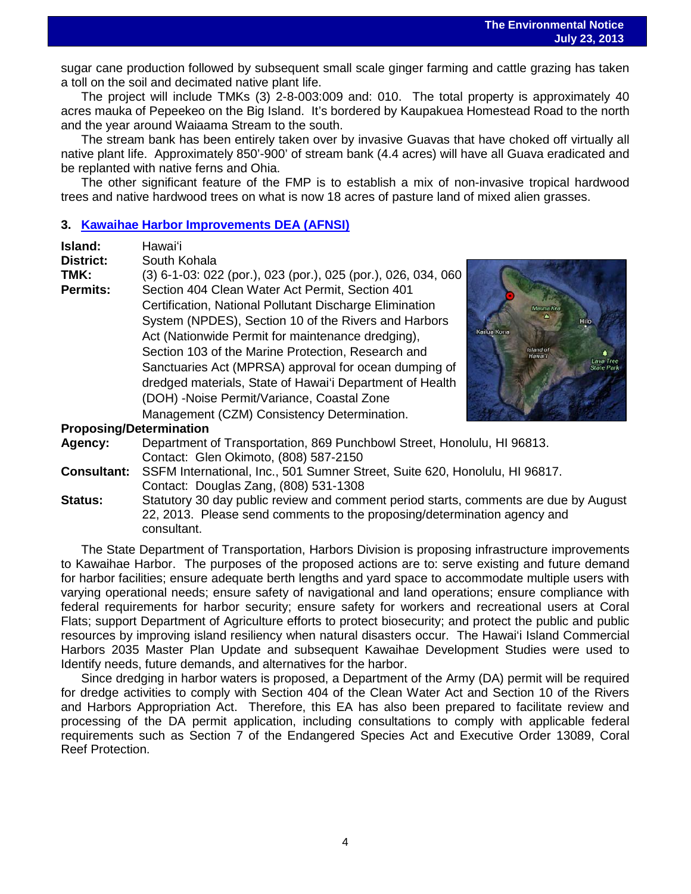sugar cane production followed by subsequent small scale ginger farming and cattle grazing has taken a toll on the soil and decimated native plant life.

The project will include TMKs (3) 2-8-003:009 and: 010. The total property is approximately 40 acres mauka of Pepeekeo on the Big Island. It's bordered by Kaupakuea Homestead Road to the north and the year around Waiaama Stream to the south.

The stream bank has been entirely taken over by invasive Guavas that have choked off virtually all native plant life. Approximately 850'-900' of stream bank (4.4 acres) will have all Guava eradicated and be replanted with native ferns and Ohia.

The other significant feature of the FMP is to establish a mix of non-invasive tropical hardwood trees and native hardwood trees on what is now 18 acres of pasture land of mixed alien grasses.

### 3. Kawaihae Harbor Improvements DEA (AFNSI)

**Island:** Hawaiʻi
**District:** South Kohala
**TMK:** (3) 6-1-03: 022 (por.), 023 (por.), 025 (por.), 026, 034, 060
**Permits:** Section 404 Clean Water Act Permit, Section 401 Certification, National Pollutant Discharge Elimination System (NPDES), Section 10 of the Rivers and Harbors Act (Nationwide Permit for maintenance dredging), Section 103 of the Marine Protection, Research and Sanctuaries Act (MPRSA) approval for ocean dumping of dredged materials, State of Hawaiʻi Department of Health (DOH) -Noise Permit/Variance, Coastal Zone Management (CZM) Consistency Determination.

**Proposing/Determination Agency:** Department of Transportation, 869 Punchbowl Street, Honolulu, HI 96813. Contact: Glen Okimoto, (808) 587-2150
**Consultant:** SSFM International, Inc., 501 Sumner Street, Suite 620, Honolulu, HI 96817. Contact: Douglas Zang, (808) 531-1308
**Status:** Statutory 30 day public review and comment period starts, comments are due by August 22, 2013. Please send comments to the proposing/determination agency and consultant.

The State Department of Transportation, Harbors Division is proposing infrastructure improvements to Kawaihae Harbor. The purposes of the proposed actions are to: serve existing and future demand for harbor facilities; ensure adequate berth lengths and yard space to accommodate multiple users with varying operational needs; ensure safety of navigational and land operations; ensure compliance with federal requirements for harbor security; ensure safety for workers and recreational users at Coral Flats; support Department of Agriculture efforts to protect biosecurity; and protect the public and public resources by improving island resiliency when natural disasters occur. The Hawaiʻi Island Commercial Harbors 2035 Master Plan Update and subsequent Kawaihae Development Studies were used to Identify needs, future demands, and alternatives for the harbor.

Since dredging in harbor waters is proposed, a Department of the Army (DA) permit will be required for dredge activities to comply with Section 404 of the Clean Water Act and Section 10 of the Rivers and Harbors Appropriation Act. Therefore, this EA has also been prepared to facilitate review and processing of the DA permit application, including consultations to comply with applicable federal requirements such as Section 7 of the Endangered Species Act and Executive Order 13089, Coral Reef Protection.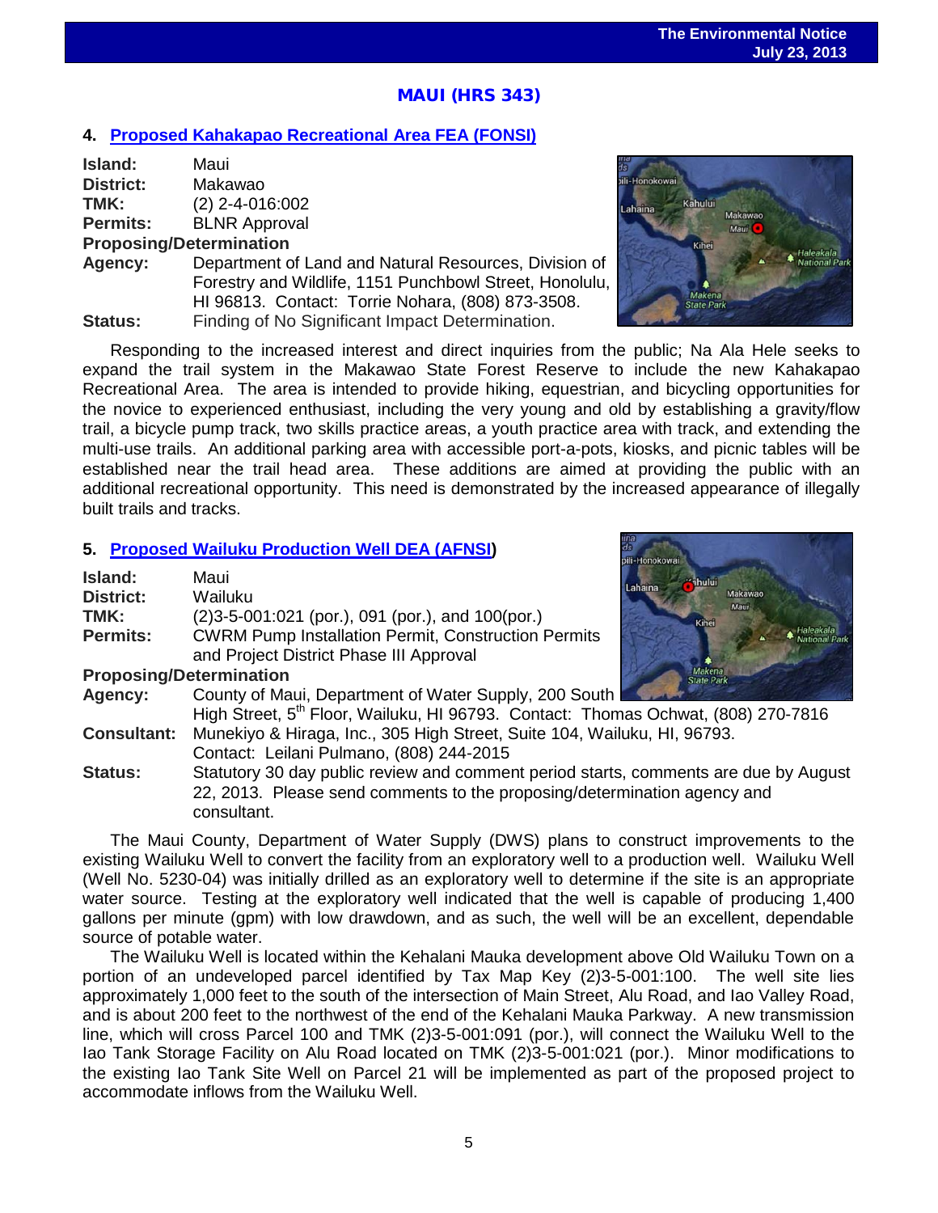## MAUI (HRS 343)

### 4. Proposed Kahakapao Recreational Area FEA (FONSI)

**Island:** Maui
**District:** Makawao
**TMK:** (2) 2-4-016:002
**Permits:** BLNR Approval
**Proposing/Determination**
**Agency:** Department of Land and Natural Resources, Division of Forestry and Wildlife, 1151 Punchbowl Street, Honolulu, HI 96813. Contact: Torrie Nohara, (808) 873-3508.
**Status:** Finding of No Significant Impact Determination.

Responding to the increased interest and direct inquiries from the public; Na Ala Hele seeks to expand the trail system in the Makawao State Forest Reserve to include the new Kahakapao Recreational Area. The area is intended to provide hiking, equestrian, and bicycling opportunities for the novice to experienced enthusiast, including the very young and old by establishing a gravity/flow trail, a bicycle pump track, two skills practice areas, a youth practice area with track, and extending the multi-use trails. An additional parking area with accessible port-a-pots, kiosks, and picnic tables will be established near the trail head area. These additions are aimed at providing the public with an additional recreational opportunity. This need is demonstrated by the increased appearance of illegally built trails and tracks.

### 5. Proposed Wailuku Production Well DEA (AFNSI)

**Island:** Maui
**District:** Wailuku
**TMK:** (2)3-5-001:021 (por.), 091 (por.), and 100(por.)
**Permits:** CWRM Pump Installation Permit, Construction Permits and Project District Phase III Approval
**Proposing/Determination**
**Agency:** County of Maui, Department of Water Supply, 200 South High Street, 5th Floor, Wailuku, HI 96793. Contact: Thomas Ochwat, (808) 270-7816
**Consultant:** Munekiyo & Hiraga, Inc., 305 High Street, Suite 104, Wailuku, HI, 96793. Contact: Leilani Pulmano, (808) 244-2015
**Status:** Statutory 30 day public review and comment period starts, comments are due by August 22, 2013. Please send comments to the proposing/determination agency and consultant.

The Maui County, Department of Water Supply (DWS) plans to construct improvements to the existing Wailuku Well to convert the facility from an exploratory well to a production well. Wailuku Well (Well No. 5230-04) was initially drilled as an exploratory well to determine if the site is an appropriate water source. Testing at the exploratory well indicated that the well is capable of producing 1,400 gallons per minute (gpm) with low drawdown, and as such, the well will be an excellent, dependable source of potable water.

The Wailuku Well is located within the Kehalani Mauka development above Old Wailuku Town on a portion of an undeveloped parcel identified by Tax Map Key (2)3-5-001:100. The well site lies approximately 1,000 feet to the south of the intersection of Main Street, Alu Road, and Iao Valley Road, and is about 200 feet to the northwest of the end of the Kehalani Mauka Parkway. A new transmission line, which will cross Parcel 100 and TMK (2)3-5-001:091 (por.), will connect the Wailuku Well to the Iao Tank Storage Facility on Alu Road located on TMK (2)3-5-001:021 (por.). Minor modifications to the existing Iao Tank Site Well on Parcel 21 will be implemented as part of the proposed project to accommodate inflows from the Wailuku Well.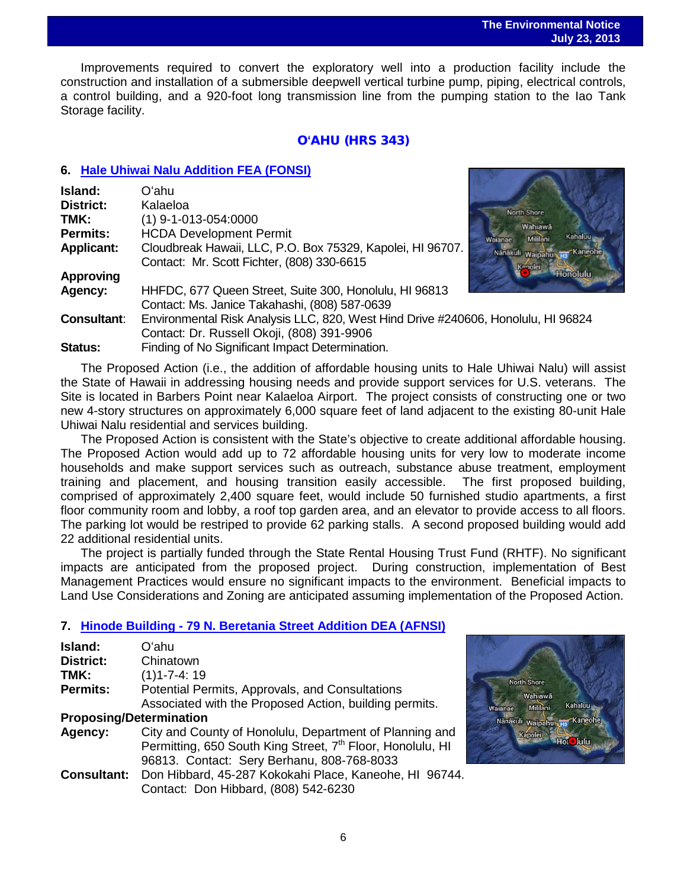Improvements required to convert the exploratory well into a production facility include the construction and installation of a submersible deepwell vertical turbine pump, piping, electrical controls, a control building, and a 920-foot long transmission line from the pumping station to the Iao Tank Storage facility.

## OʻAHU (HRS 343)

### 6. Hale Uhiwai Nalu Addition FEA (FONSI)

**Island:** Oʻahu
**District:** Kalaeloa
**TMK:** (1) 9-1-013-054:0000
**Permits:** HCDA Development Permit
**Applicant:** Cloudbreak Hawaii, LLC, P.O. Box 75329, Kapolei, HI 96707. Contact: Mr. Scott Fichter, (808) 330-6615
**Approving Agency:** HHFDC, 677 Queen Street, Suite 300, Honolulu, HI 96813 Contact: Ms. Janice Takahashi, (808) 587-0639
**Consultant:** Environmental Risk Analysis LLC, 820, West Hind Drive #240606, Honolulu, HI 96824 Contact: Dr. Russell Okoji, (808) 391-9906
**Status:** Finding of No Significant Impact Determination.

The Proposed Action (i.e., the addition of affordable housing units to Hale Uhiwai Nalu) will assist the State of Hawaii in addressing housing needs and provide support services for U.S. veterans. The Site is located in Barbers Point near Kalaeloa Airport. The project consists of constructing one or two new 4-story structures on approximately 6,000 square feet of land adjacent to the existing 80-unit Hale Uhiwai Nalu residential and services building.

The Proposed Action is consistent with the State's objective to create additional affordable housing. The Proposed Action would add up to 72 affordable housing units for very low to moderate income households and make support services such as outreach, substance abuse treatment, employment training and placement, and housing transition easily accessible. The first proposed building, comprised of approximately 2,400 square feet, would include 50 furnished studio apartments, a first floor community room and lobby, a roof top garden area, and an elevator to provide access to all floors. The parking lot would be restriped to provide 62 parking stalls. A second proposed building would add 22 additional residential units.

The project is partially funded through the State Rental Housing Trust Fund (RHTF). No significant impacts are anticipated from the proposed project. During construction, implementation of Best Management Practices would ensure no significant impacts to the environment. Beneficial impacts to Land Use Considerations and Zoning are anticipated assuming implementation of the Proposed Action.

### 7. Hinode Building - 79 N. Beretania Street Addition DEA (AFNSI)

**Island:** Oʻahu
**District:** Chinatown
**TMK:** (1)1-7-4: 19
**Permits:** Potential Permits, Approvals, and Consultations Associated with the Proposed Action, building permits.
**Proposing/Determination Agency:** City and County of Honolulu, Department of Planning and Permitting, 650 South King Street, 7th Floor, Honolulu, HI 96813. Contact: Sery Berhanu, 808-768-8033
**Consultant:** Don Hibbard, 45-287 Kokokahi Place, Kaneohe, HI 96744. Contact: Don Hibbard, (808) 542-6230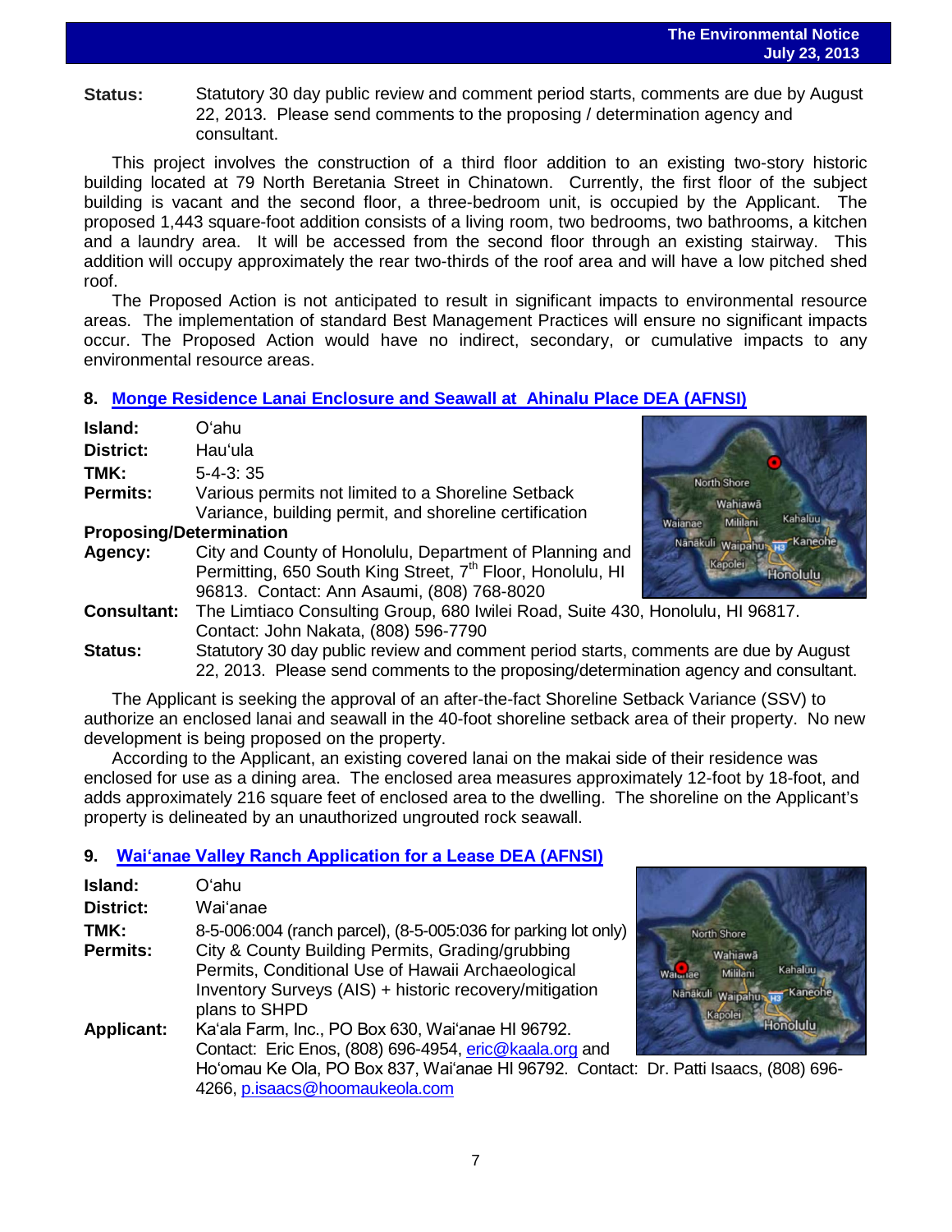**Status:** Statutory 30 day public review and comment period starts, comments are due by August 22, 2013. Please send comments to the proposing / determination agency and consultant.

This project involves the construction of a third floor addition to an existing two-story historic building located at 79 North Beretania Street in Chinatown. Currently, the first floor of the subject building is vacant and the second floor, a three-bedroom unit, is occupied by the Applicant. The proposed 1,443 square-foot addition consists of a living room, two bedrooms, two bathrooms, a kitchen and a laundry area. It will be accessed from the second floor through an existing stairway. This addition will occupy approximately the rear two-thirds of the roof area and will have a low pitched shed roof.

The Proposed Action is not anticipated to result in significant impacts to environmental resource areas. The implementation of standard Best Management Practices will ensure no significant impacts occur. The Proposed Action would have no indirect, secondary, or cumulative impacts to any environmental resource areas.

## 8. Monge Residence Lanai Enclosure and Seawall at Ahinalu Place DEA (AFNSI)

**Island:** Oʻahu

**District:** Hauʻula

**TMK:** 5-4-3: 35

**Permits:** Various permits not limited to a Shoreline Setback Variance, building permit, and shoreline certification

**Proposing/Determination Agency:** City and County of Honolulu, Department of Planning and Permitting, 650 South King Street, 7th Floor, Honolulu, HI 96813. Contact: Ann Asaumi, (808) 768-8020

**Consultant:** The Limtiaco Consulting Group, 680 Iwilei Road, Suite 430, Honolulu, HI 96817. Contact: John Nakata, (808) 596-7790

**Status:** Statutory 30 day public review and comment period starts, comments are due by August 22, 2013. Please send comments to the proposing/determination agency and consultant.

The Applicant is seeking the approval of an after-the-fact Shoreline Setback Variance (SSV) to authorize an enclosed lanai and seawall in the 40-foot shoreline setback area of their property. No new development is being proposed on the property.

According to the Applicant, an existing covered lanai on the makai side of their residence was enclosed for use as a dining area. The enclosed area measures approximately 12-foot by 18-foot, and adds approximately 216 square feet of enclosed area to the dwelling. The shoreline on the Applicant's property is delineated by an unauthorized ungrouted rock seawall.

## 9. Waiʻanae Valley Ranch Application for a Lease DEA (AFNSI)

**Island:** Oʻahu

**District:** Waiʻanae

**TMK:** 8-5-006:004 (ranch parcel), (8-5-005:036 for parking lot only)

**Permits:** City & County Building Permits, Grading/grubbing Permits, Conditional Use of Hawaii Archaeological Inventory Surveys (AIS) + historic recovery/mitigation plans to SHPD

**Applicant:** Kaʻala Farm, Inc., PO Box 630, Waiʻanae HI 96792. Contact: Eric Enos, (808) 696-4954, eric@kaala.org and Hoʻomau Ke Ola, PO Box 837, Waiʻanae HI 96792. Contact: Dr. Patti Isaacs, (808) 696-4266, p.isaacs@hoomaukeola.com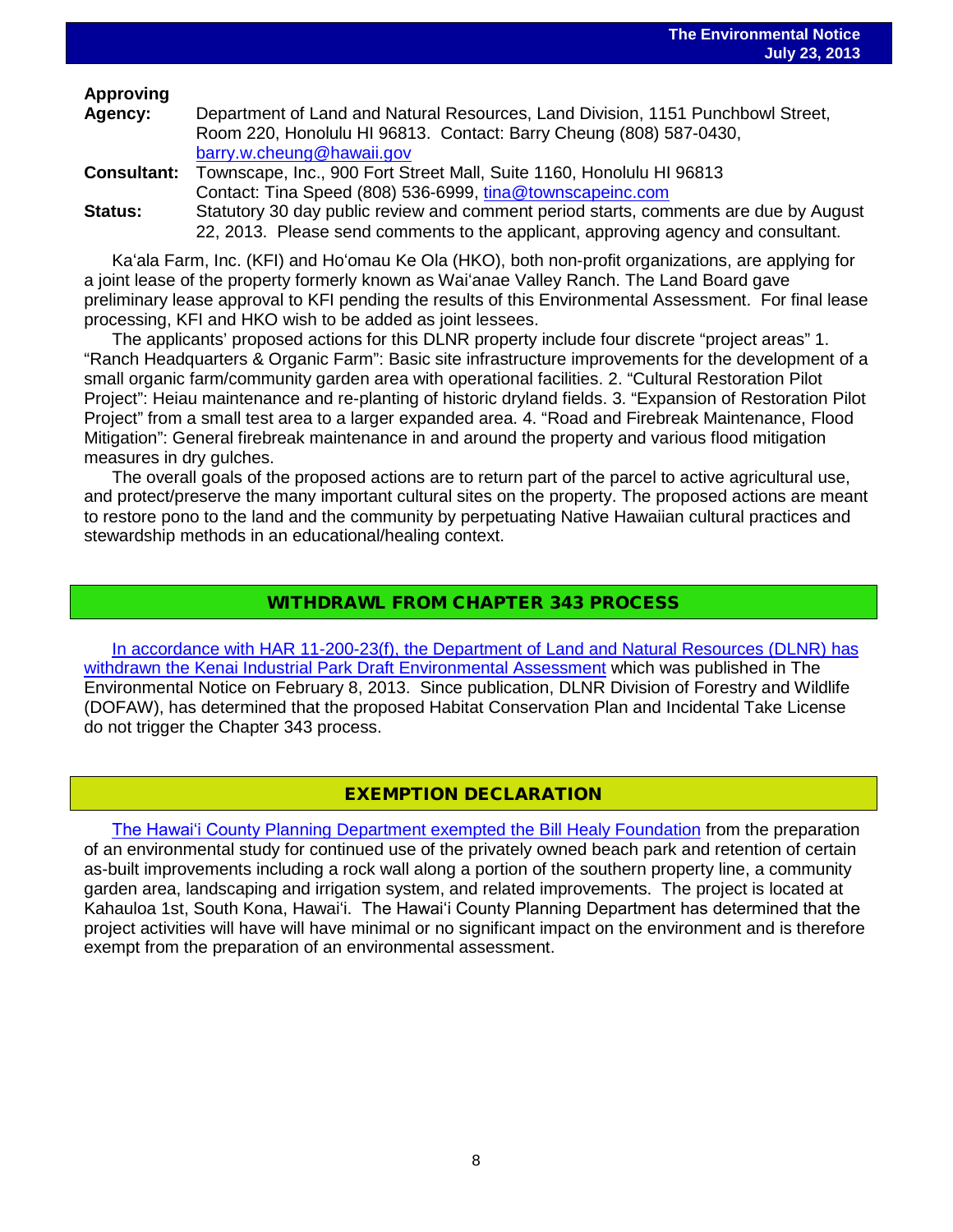**Approving Agency:** Department of Land and Natural Resources, Land Division, 1151 Punchbowl Street, Room 220, Honolulu HI 96813. Contact: Barry Cheung (808) 587-0430, barry.w.cheung@hawaii.gov

**Consultant:** Townscape, Inc., 900 Fort Street Mall, Suite 1160, Honolulu HI 96813 Contact: Tina Speed (808) 536-6999, tina@townscapeinc.com

**Status:** Statutory 30 day public review and comment period starts, comments are due by August 22, 2013. Please send comments to the applicant, approving agency and consultant.

Ka'ala Farm, Inc. (KFI) and Ho'omau Ke Ola (HKO), both non-profit organizations, are applying for a joint lease of the property formerly known as Wai'anae Valley Ranch. The Land Board gave preliminary lease approval to KFI pending the results of this Environmental Assessment. For final lease processing, KFI and HKO wish to be added as joint lessees.

The applicants' proposed actions for this DLNR property include four discrete "project areas" 1. "Ranch Headquarters & Organic Farm": Basic site infrastructure improvements for the development of a small organic farm/community garden area with operational facilities. 2. "Cultural Restoration Pilot Project": Heiau maintenance and re-planting of historic dryland fields. 3. "Expansion of Restoration Pilot Project" from a small test area to a larger expanded area. 4. "Road and Firebreak Maintenance, Flood Mitigation": General firebreak maintenance in and around the property and various flood mitigation measures in dry gulches.

The overall goals of the proposed actions are to return part of the parcel to active agricultural use, and protect/preserve the many important cultural sites on the property. The proposed actions are meant to restore pono to the land and the community by perpetuating Native Hawaiian cultural practices and stewardship methods in an educational/healing context.

## WITHDRAWL FROM CHAPTER 343 PROCESS

In accordance with HAR 11-200-23(f), the Department of Land and Natural Resources (DLNR) has withdrawn the Kenai Industrial Park Draft Environmental Assessment which was published in The Environmental Notice on February 8, 2013. Since publication, DLNR Division of Forestry and Wildlife (DOFAW), has determined that the proposed Habitat Conservation Plan and Incidental Take License do not trigger the Chapter 343 process.

## EXEMPTION DECLARATION

The Hawai'i County Planning Department exempted the Bill Healy Foundation from the preparation of an environmental study for continued use of the privately owned beach park and retention of certain as-built improvements including a rock wall along a portion of the southern property line, a community garden area, landscaping and irrigation system, and related improvements. The project is located at Kahauloa 1st, South Kona, Hawai'i. The Hawai'i County Planning Department has determined that the project activities will have will have minimal or no significant impact on the environment and is therefore exempt from the preparation of an environmental assessment.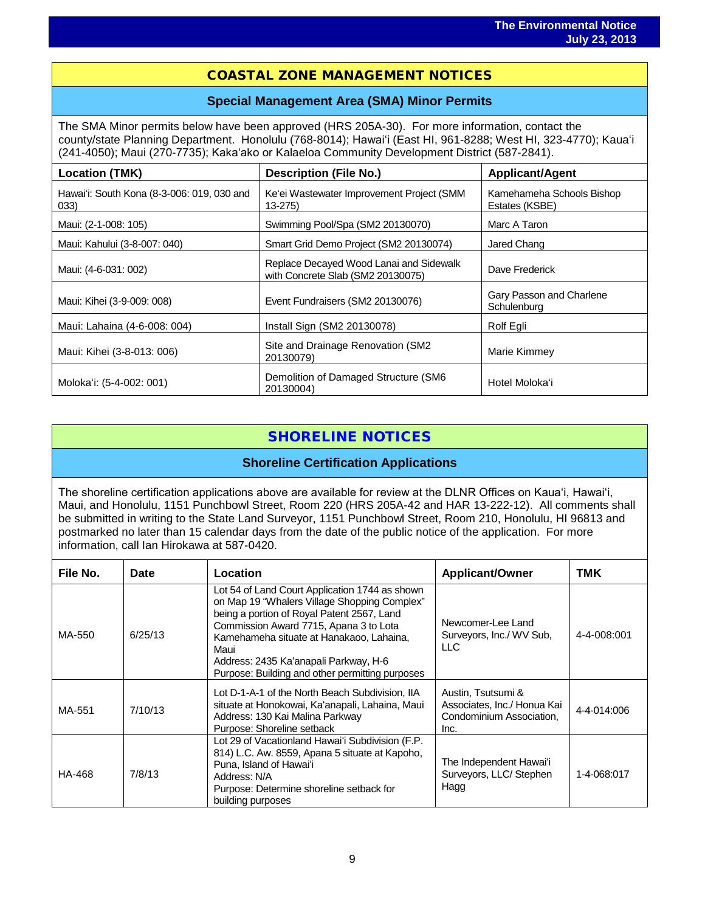# COASTAL ZONE MANAGEMENT NOTICES

## Special Management Area (SMA) Minor Permits

The SMA Minor permits below have been approved (HRS 205A-30). For more information, contact the county/state Planning Department. Honolulu (768-8014); Hawaiʻi (East HI, 961-8288; West HI, 323-4770); Kauaʻi (241-4050); Maui (270-7735); Kakaʻako or Kalaeloa Community Development District (587-2841).

| Location (TMK) | Description (File No.) | Applicant/Agent |
|---|---|---|
| Hawaiʻi: South Kona (8-3-006: 019, 030 and 033) | Keʻei Wastewater Improvement Project (SMM 13-275) | Kamehameha Schools Bishop Estates (KSBE) |
| Maui: (2-1-008: 105) | Swimming Pool/Spa (SM2 20130070) | Marc A Taron |
| Maui: Kahului (3-8-007: 040) | Smart Grid Demo Project (SM2 20130074) | Jared Chang |
| Maui: (4-6-031: 002) | Replace Decayed Wood Lanai and Sidewalk with Concrete Slab (SM2 20130075) | Dave Frederick |
| Maui: Kihei (3-9-009: 008) | Event Fundraisers (SM2 20130076) | Gary Passon and Charlene Schulenburg |
| Maui: Lahaina (4-6-008: 004) | Install Sign (SM2 20130078) | Rolf Egli |
| Maui: Kihei (3-8-013: 006) | Site and Drainage Renovation (SM2 20130079) | Marie Kimmey |
| Molokaʻi: (5-4-002: 001) | Demolition of Damaged Structure (SM6 20130004) | Hotel Molokaʻi |

# SHORELINE NOTICES

## Shoreline Certification Applications

The shoreline certification applications above are available for review at the DLNR Offices on Kauaʻi, Hawaiʻi, Maui, and Honolulu, 1151 Punchbowl Street, Room 220 (HRS 205A-42 and HAR 13-222-12). All comments shall be submitted in writing to the State Land Surveyor, 1151 Punchbowl Street, Room 210, Honolulu, HI 96813 and postmarked no later than 15 calendar days from the date of the public notice of the application. For more information, call Ian Hirokawa at 587-0420.

| File No. | Date | Location | Applicant/Owner | TMK |
|---|---|---|---|---|
| MA-550 | 6/25/13 | Lot 54 of Land Court Application 1744 as shown on Map 19 "Whalers Village Shopping Complex" being a portion of Royal Patent 2567, Land Commission Award 7715, Apana 3 to Lota Kamehameha situate at Hanakaoo, Lahaina, Maui<br>Address: 2435 Kaʻanapali Parkway, H-6<br>Purpose: Building and other permitting purposes | Newcomer-Lee Land Surveyors, Inc./ WV Sub, LLC | 4-4-008:001 |
| MA-551 | 7/10/13 | Lot D-1-A-1 of the North Beach Subdivision, IIA situate at Honokowai, Kaʻanapali, Lahaina, Maui<br>Address: 130 Kai Malina Parkway<br>Purpose: Shoreline setback | Austin, Tsutsumi & Associates, Inc./ Honua Kai Condominium Association, Inc. | 4-4-014:006 |
| HA-468 | 7/8/13 | Lot 29 of Vacationland Hawaiʻi Subdivision (F.P. 814) L.C. Aw. 8559, Apana 5 situate at Kapoho, Puna, Island of Hawaiʻi<br>Address: N/A<br>Purpose: Determine shoreline setback for building purposes | The Independent Hawaiʻi Surveyors, LLC/ Stephen Hagg | 1-4-068:017 |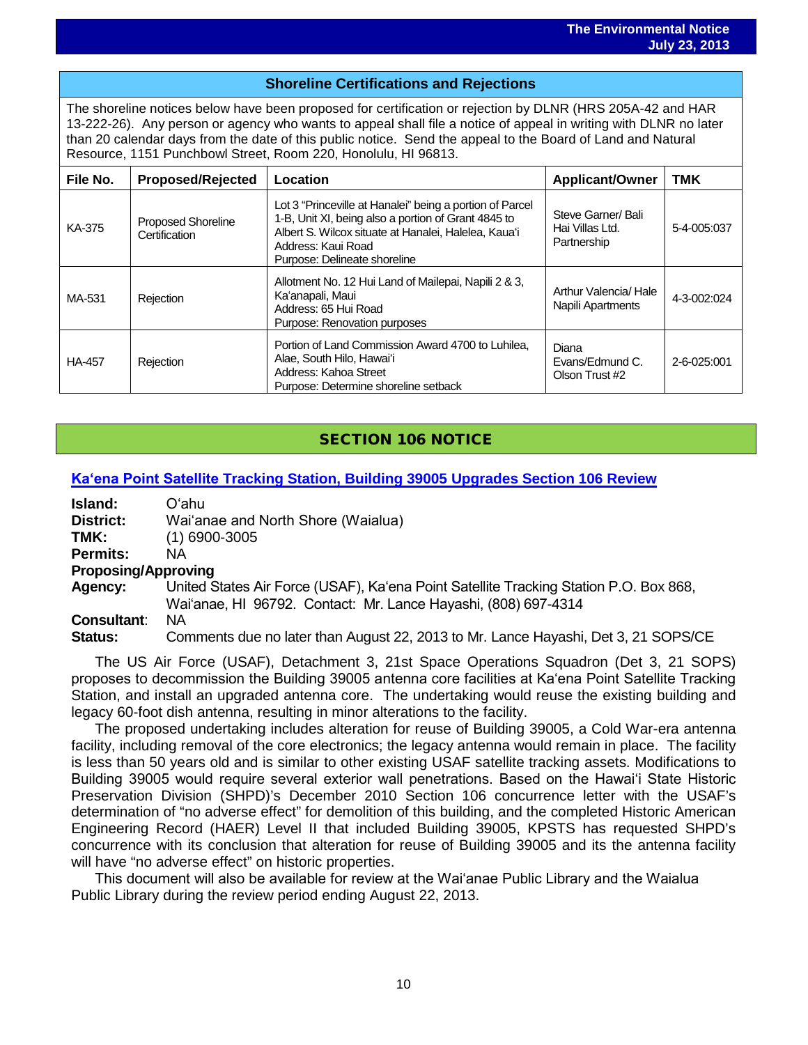## Shoreline Certifications and Rejections

The shoreline notices below have been proposed for certification or rejection by DLNR (HRS 205A-42 and HAR 13-222-26). Any person or agency who wants to appeal shall file a notice of appeal in writing with DLNR no later than 20 calendar days from the date of this public notice. Send the appeal to the Board of Land and Natural Resource, 1151 Punchbowl Street, Room 220, Honolulu, HI 96813.

| File No. | Proposed/Rejected | Location | Applicant/Owner | TMK |
|---|---|---|---|---|
| KA-375 | Proposed Shoreline Certification | Lot 3 "Princeville at Hanalei" being a portion of Parcel 1-B, Unit XI, being also a portion of Grant 4845 to Albert S. Wilcox situate at Hanalei, Halelea, Kaua'i<br>Address: Kaui Road<br>Purpose: Delineate shoreline | Steve Garner/ Bali Hai Villas Ltd. Partnership | 5-4-005:037 |
| MA-531 | Rejection | Allotment No. 12 Hui Land of Mailepai, Napili 2 & 3, Ka'anapali, Maui<br>Address: 65 Hui Road<br>Purpose: Renovation purposes | Arthur Valencia/ Hale Napili Apartments | 4-3-002:024 |
| HA-457 | Rejection | Portion of Land Commission Award 4700 to Luhilea, Alae, South Hilo, Hawai'i<br>Address: Kahoa Street<br>Purpose: Determine shoreline setback | Diana Evans/Edmund C. Olson Trust #2 | 2-6-025:001 |

## SECTION 106 NOTICE

### Ka'ena Point Satellite Tracking Station, Building 39005 Upgrades Section 106 Review

**Island:** O'ahu
**District:** Wai'anae and North Shore (Waialua)
**TMK:** (1) 6900-3005
**Permits:** NA
**Proposing/Approving Agency:** United States Air Force (USAF), Ka'ena Point Satellite Tracking Station P.O. Box 868, Wai'anae, HI 96792. Contact: Mr. Lance Hayashi, (808) 697-4314
**Consultant:** NA
**Status:** Comments due no later than August 22, 2013 to Mr. Lance Hayashi, Det 3, 21 SOPS/CE

The US Air Force (USAF), Detachment 3, 21st Space Operations Squadron (Det 3, 21 SOPS) proposes to decommission the Building 39005 antenna core facilities at Ka'ena Point Satellite Tracking Station, and install an upgraded antenna core. The undertaking would reuse the existing building and legacy 60-foot dish antenna, resulting in minor alterations to the facility.

The proposed undertaking includes alteration for reuse of Building 39005, a Cold War-era antenna facility, including removal of the core electronics; the legacy antenna would remain in place. The facility is less than 50 years old and is similar to other existing USAF satellite tracking assets. Modifications to Building 39005 would require several exterior wall penetrations. Based on the Hawai'i State Historic Preservation Division (SHPD)'s December 2010 Section 106 concurrence letter with the USAF's determination of "no adverse effect" for demolition of this building, and the completed Historic American Engineering Record (HAER) Level II that included Building 39005, KPSTS has requested SHPD's concurrence with its conclusion that alteration for reuse of Building 39005 and its the antenna facility will have "no adverse effect" on historic properties.

This document will also be available for review at the Wai'anae Public Library and the Waialua Public Library during the review period ending August 22, 2013.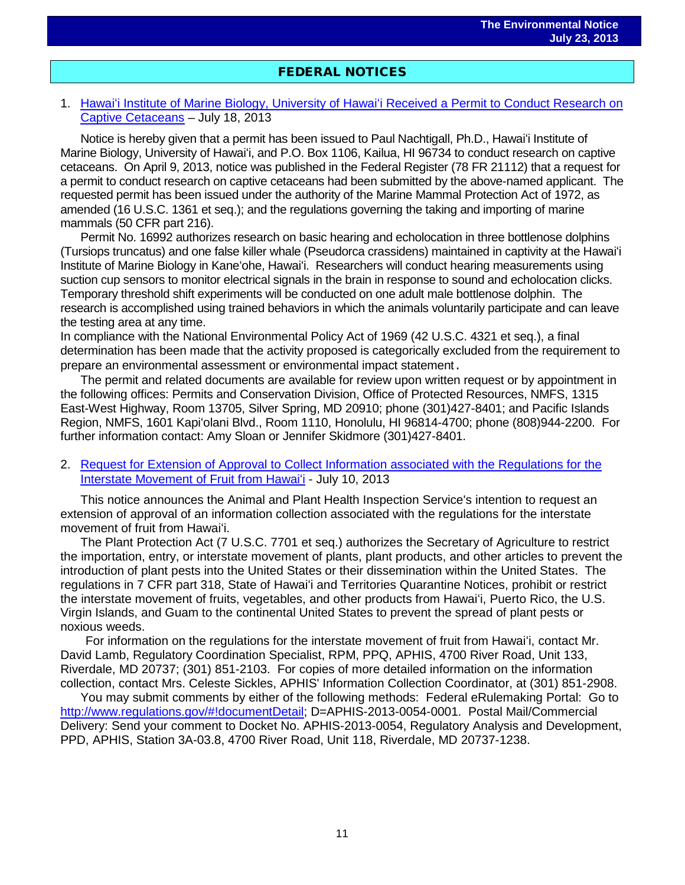## FEDERAL NOTICES

1. Hawaiʻi Institute of Marine Biology, University of Hawaiʻi Received a Permit to Conduct Research on Captive Cetaceans – July 18, 2013

Notice is hereby given that a permit has been issued to Paul Nachtigall, Ph.D., Hawaiʻi Institute of Marine Biology, University of Hawaiʻi, and P.O. Box 1106, Kailua, HI 96734 to conduct research on captive cetaceans. On April 9, 2013, notice was published in the Federal Register (78 FR 21112) that a request for a permit to conduct research on captive cetaceans had been submitted by the above-named applicant. The requested permit has been issued under the authority of the Marine Mammal Protection Act of 1972, as amended (16 U.S.C. 1361 et seq.); and the regulations governing the taking and importing of marine mammals (50 CFR part 216).

Permit No. 16992 authorizes research on basic hearing and echolocation in three bottlenose dolphins (Tursiops truncatus) and one false killer whale (Pseudorca crassidens) maintained in captivity at the Hawaiʻi Institute of Marine Biology in Kaneʻohe, Hawaiʻi. Researchers will conduct hearing measurements using suction cup sensors to monitor electrical signals in the brain in response to sound and echolocation clicks. Temporary threshold shift experiments will be conducted on one adult male bottlenose dolphin. The research is accomplished using trained behaviors in which the animals voluntarily participate and can leave the testing area at any time.

In compliance with the National Environmental Policy Act of 1969 (42 U.S.C. 4321 et seq.), a final determination has been made that the activity proposed is categorically excluded from the requirement to prepare an environmental assessment or environmental impact statement.

The permit and related documents are available for review upon written request or by appointment in the following offices: Permits and Conservation Division, Office of Protected Resources, NMFS, 1315 East-West Highway, Room 13705, Silver Spring, MD 20910; phone (301)427-8401; and Pacific Islands Region, NMFS, 1601 Kapiʻolani Blvd., Room 1110, Honolulu, HI 96814-4700; phone (808)944-2200. For further information contact: Amy Sloan or Jennifer Skidmore (301)427-8401.

2. Request for Extension of Approval to Collect Information associated with the Regulations for the Interstate Movement of Fruit from Hawaiʻi - July 10, 2013

This notice announces the Animal and Plant Health Inspection Service's intention to request an extension of approval of an information collection associated with the regulations for the interstate movement of fruit from Hawaiʻi.

The Plant Protection Act (7 U.S.C. 7701 et seq.) authorizes the Secretary of Agriculture to restrict the importation, entry, or interstate movement of plants, plant products, and other articles to prevent the introduction of plant pests into the United States or their dissemination within the United States. The regulations in 7 CFR part 318, State of Hawaiʻi and Territories Quarantine Notices, prohibit or restrict the interstate movement of fruits, vegetables, and other products from Hawaiʻi, Puerto Rico, the U.S. Virgin Islands, and Guam to the continental United States to prevent the spread of plant pests or noxious weeds.

For information on the regulations for the interstate movement of fruit from Hawaiʻi, contact Mr. David Lamb, Regulatory Coordination Specialist, RPM, PPQ, APHIS, 4700 River Road, Unit 133, Riverdale, MD 20737; (301) 851-2103. For copies of more detailed information on the information collection, contact Mrs. Celeste Sickles, APHIS' Information Collection Coordinator, at (301) 851-2908.

You may submit comments by either of the following methods: Federal eRulemaking Portal: Go to http://www.regulations.gov/#!documentDetail; D=APHIS-2013-0054-0001. Postal Mail/Commercial Delivery: Send your comment to Docket No. APHIS-2013-0054, Regulatory Analysis and Development, PPD, APHIS, Station 3A-03.8, 4700 River Road, Unit 118, Riverdale, MD 20737-1238.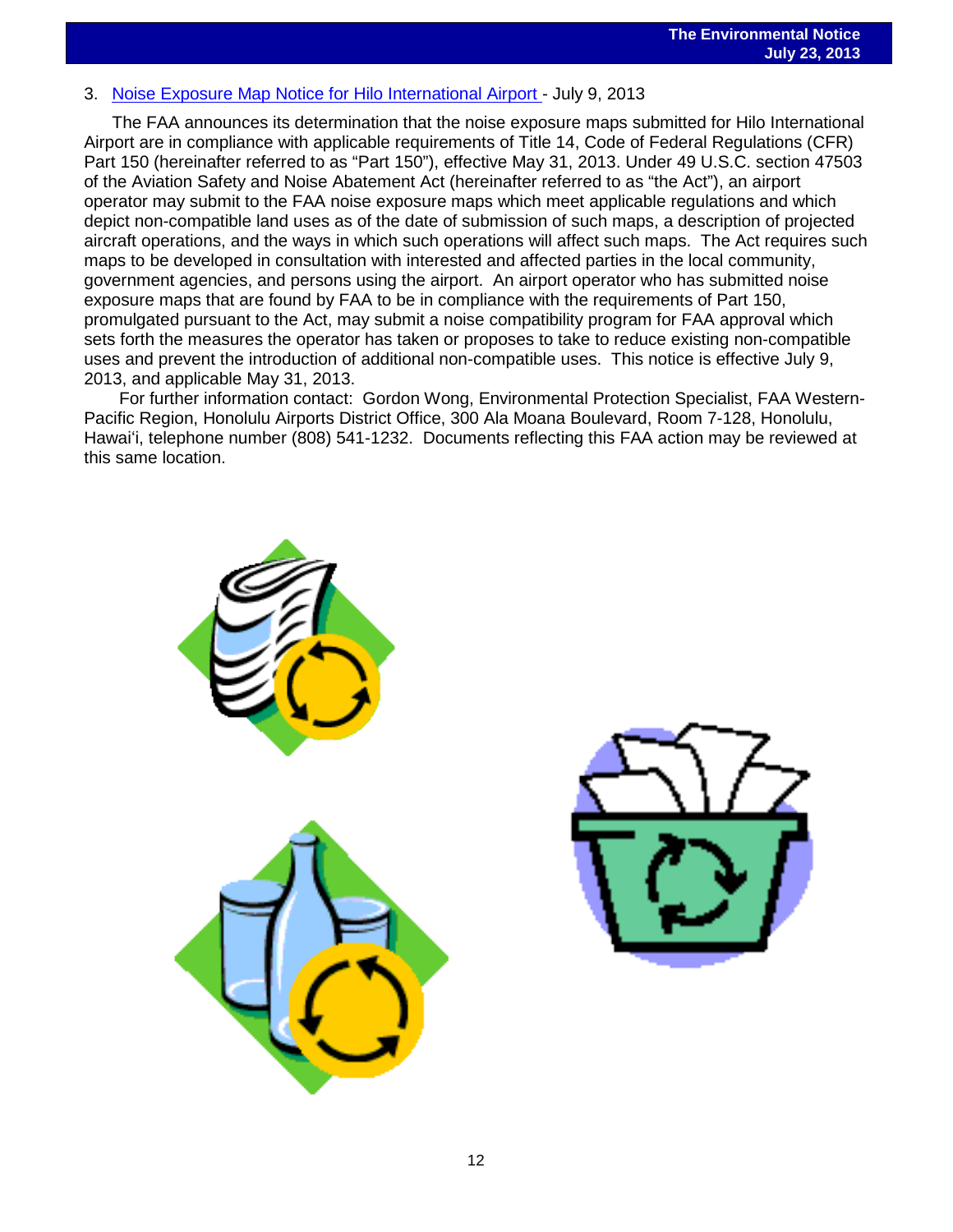3. [Noise Exposure Map Notice for Hilo International Airport](#) - July 9, 2013

The FAA announces its determination that the noise exposure maps submitted for Hilo International Airport are in compliance with applicable requirements of Title 14, Code of Federal Regulations (CFR) Part 150 (hereinafter referred to as "Part 150"), effective May 31, 2013. Under 49 U.S.C. section 47503 of the Aviation Safety and Noise Abatement Act (hereinafter referred to as "the Act"), an airport operator may submit to the FAA noise exposure maps which meet applicable regulations and which depict non-compatible land uses as of the date of submission of such maps, a description of projected aircraft operations, and the ways in which such operations will affect such maps. The Act requires such maps to be developed in consultation with interested and affected parties in the local community, government agencies, and persons using the airport. An airport operator who has submitted noise exposure maps that are found by FAA to be in compliance with the requirements of Part 150, promulgated pursuant to the Act, may submit a noise compatibility program for FAA approval which sets forth the measures the operator has taken or proposes to take to reduce existing non-compatible uses and prevent the introduction of additional non-compatible uses. This notice is effective July 9, 2013, and applicable May 31, 2013.

For further information contact: Gordon Wong, Environmental Protection Specialist, FAA Western-Pacific Region, Honolulu Airports District Office, 300 Ala Moana Boulevard, Room 7-128, Honolulu, Hawai'i, telephone number (808) 541-1232. Documents reflecting this FAA action may be reviewed at this same location.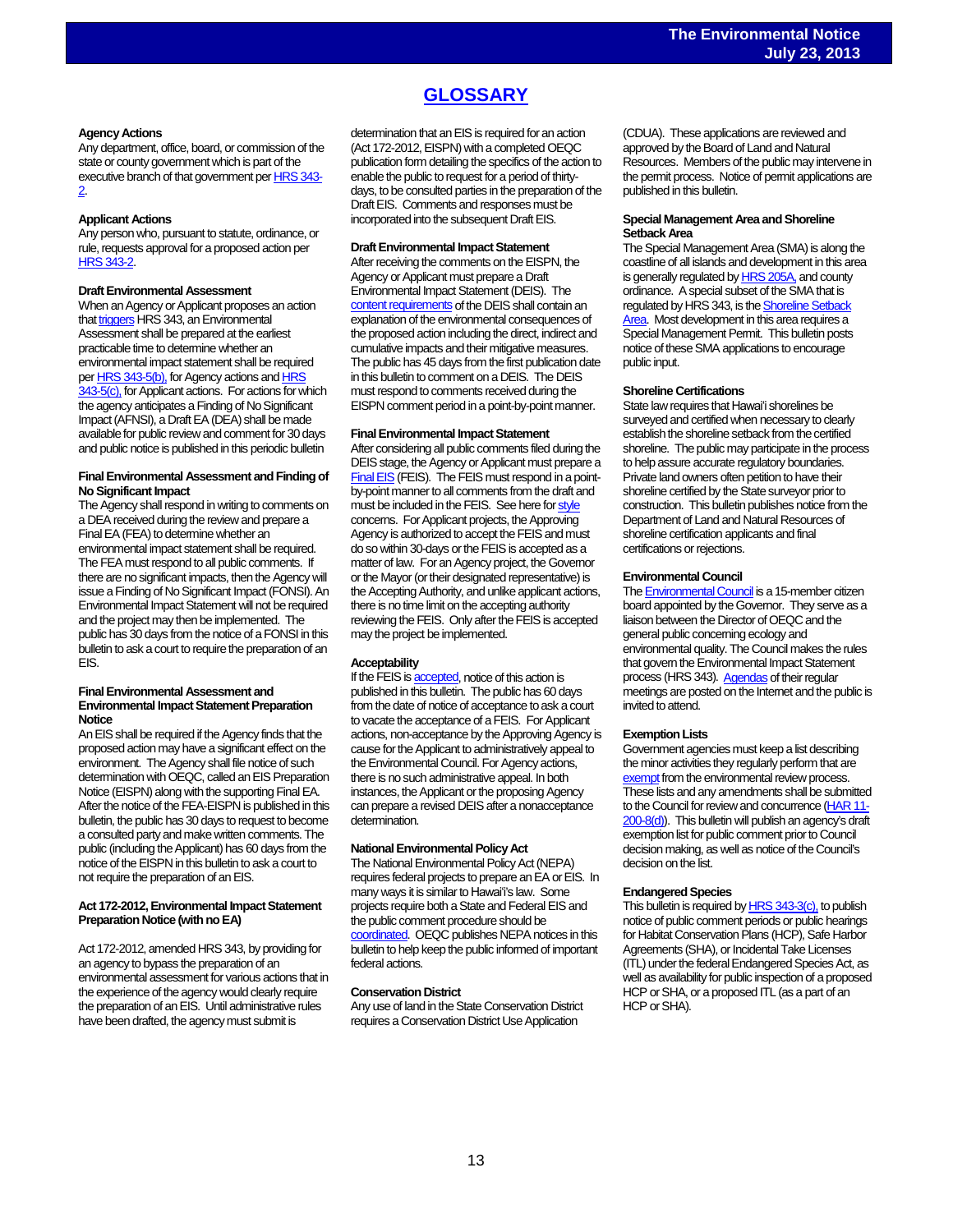# GLOSSARY

**Agency Actions**
Any department, office, board, or commission of the state or county government which is part of the executive branch of that government per HRS 343-2.

**Applicant Actions**
Any person who, pursuant to statute, ordinance, or rule, requests approval for a proposed action per HRS 343-2.

**Draft Environmental Assessment**
When an Agency or Applicant proposes an action that triggers HRS 343, an Environmental Assessment shall be prepared at the earliest practicable time to determine whether an environmental impact statement shall be required per HRS 343-5(b), for Agency actions and HRS 343-5(c), for Applicant actions. For actions for which the agency anticipates a Finding of No Significant Impact (AFNSI), a Draft EA (DEA) shall be made available for public review and comment for 30 days and public notice is published in this periodic bulletin

**Final Environmental Assessment and Finding of No Significant Impact**
The Agency shall respond in writing to comments on a DEA received during the review and prepare a Final EA (FEA) to determine whether an environmental impact statement shall be required. The FEA must respond to all public comments. If there are no significant impacts, then the Agency will issue a Finding of No Significant Impact (FONSI). An Environmental Impact Statement will not be required and the project may then be implemented. The public has 30 days from the notice of a FONSI in this bulletin to ask a court to require the preparation of an EIS.

**Final Environmental Assessment and Environmental Impact Statement Preparation Notice**
An EIS shall be required if the Agency finds that the proposed action may have a significant effect on the environment. The Agency shall file notice of such determination with OEQC, called an EIS Preparation Notice (EISPN) along with the supporting Final EA. After the notice of the FEA-EISPN is published in this bulletin, the public has 30 days to request to become a consulted party and make written comments. The public (including the Applicant) has 60 days from the notice of the EISPN in this bulletin to ask a court to not require the preparation of an EIS.

**Act 172-2012, Environmental Impact Statement Preparation Notice (with no EA)**

Act 172-2012, amended HRS 343, by providing for an agency to bypass the preparation of an environmental assessment for various actions that in the experience of the agency would clearly require the preparation of an EIS. Until administrative rules have been drafted, the agency must submit is determination that an EIS is required for an action (Act 172-2012, EISPN) with a completed OEQC publication form detailing the specifics of the action to enable the public to request for a period of thirty-days, to be consulted parties in the preparation of the Draft EIS. Comments and responses must be incorporated into the subsequent Draft EIS.

**Draft Environmental Impact Statement**
After receiving the comments on the EISPN, the Agency or Applicant must prepare a Draft Environmental Impact Statement (DEIS). The content requirements of the DEIS shall contain an explanation of the environmental consequences of the proposed action including the direct, indirect and cumulative impacts and their mitigative measures. The public has 45 days from the first publication date in this bulletin to comment on a DEIS. The DEIS must respond to comments received during the EISPN comment period in a point-by-point manner.

**Final Environmental Impact Statement**
After considering all public comments filed during the DEIS stage, the Agency or Applicant must prepare a Final EIS (FEIS). The FEIS must respond in a point-by-point manner to all comments from the draft and must be included in the FEIS. See here for style concerns. For Applicant projects, the Approving Agency is authorized to accept the FEIS and must do so within 30-days or the FEIS is accepted as a matter of law. For an Agency project, the Governor or the Mayor (or their designated representative) is the Accepting Authority, and unlike applicant actions, there is no time limit on the accepting authority reviewing the FEIS. Only after the FEIS is accepted may the project be implemented.

**Acceptability**
If the FEIS is accepted, notice of this action is published in this bulletin. The public has 60 days from the date of notice of acceptance to ask a court to vacate the acceptance of a FEIS. For Applicant actions, non-acceptance by the Approving Agency is cause for the Applicant to administratively appeal to the Environmental Council. For Agency actions, there is no such administrative appeal. In both instances, the Applicant or the proposing Agency can prepare a revised DEIS after a nonacceptance determination.

**National Environmental Policy Act**
The National Environmental Policy Act (NEPA) requires federal projects to prepare an EA or EIS. In many ways it is similar to Hawai'i's law. Some projects require both a State and Federal EIS and the public comment procedure should be coordinated. OEQC publishes NEPA notices in this bulletin to help keep the public informed of important federal actions.

**Conservation District**
Any use of land in the State Conservation District requires a Conservation District Use Application (CDUA). These applications are reviewed and approved by the Board of Land and Natural Resources. Members of the public may intervene in the permit process. Notice of permit applications are published in this bulletin.

**Special Management Area and Shoreline Setback Area**
The Special Management Area (SMA) is along the coastline of all islands and development in this area is generally regulated by HRS 205A, and county ordinance. A special subset of the SMA that is regulated by HRS 343, is the Shoreline Setback Area. Most development in this area requires a Special Management Permit. This bulletin posts notice of these SMA applications to encourage public input.

**Shoreline Certifications**
State law requires that Hawai'i shorelines be surveyed and certified when necessary to clearly establish the shoreline setback from the certified shoreline. The public may participate in the process to help assure accurate regulatory boundaries. Private land owners often petition to have their shoreline certified by the State surveyor prior to construction. This bulletin publishes notice from the Department of Land and Natural Resources of shoreline certification applicants and final certifications or rejections.

**Environmental Council**
The Environmental Council is a 15-member citizen board appointed by the Governor. They serve as a liaison between the Director of OEQC and the general public concerning ecology and environmental quality. The Council makes the rules that govern the Environmental Impact Statement process (HRS 343). Agendas of their regular meetings are posted on the Internet and the public is invited to attend.

**Exemption Lists**
Government agencies must keep a list describing the minor activities they regularly perform that are exempt from the environmental review process. These lists and any amendments shall be submitted to the Council for review and concurrence (HAR 11-200-8(d)). This bulletin will publish an agency's draft exemption list for public comment prior to Council decision making, as well as notice of the Council's decision on the list.

**Endangered Species**
This bulletin is required by HRS 343-3(c), to publish notice of public comment periods or public hearings for Habitat Conservation Plans (HCP), Safe Harbor Agreements (SHA), or Incidental Take Licenses (ITL) under the federal Endangered Species Act, as well as availability for public inspection of a proposed HCP or SHA, or a proposed ITL (as a part of an HCP or SHA).